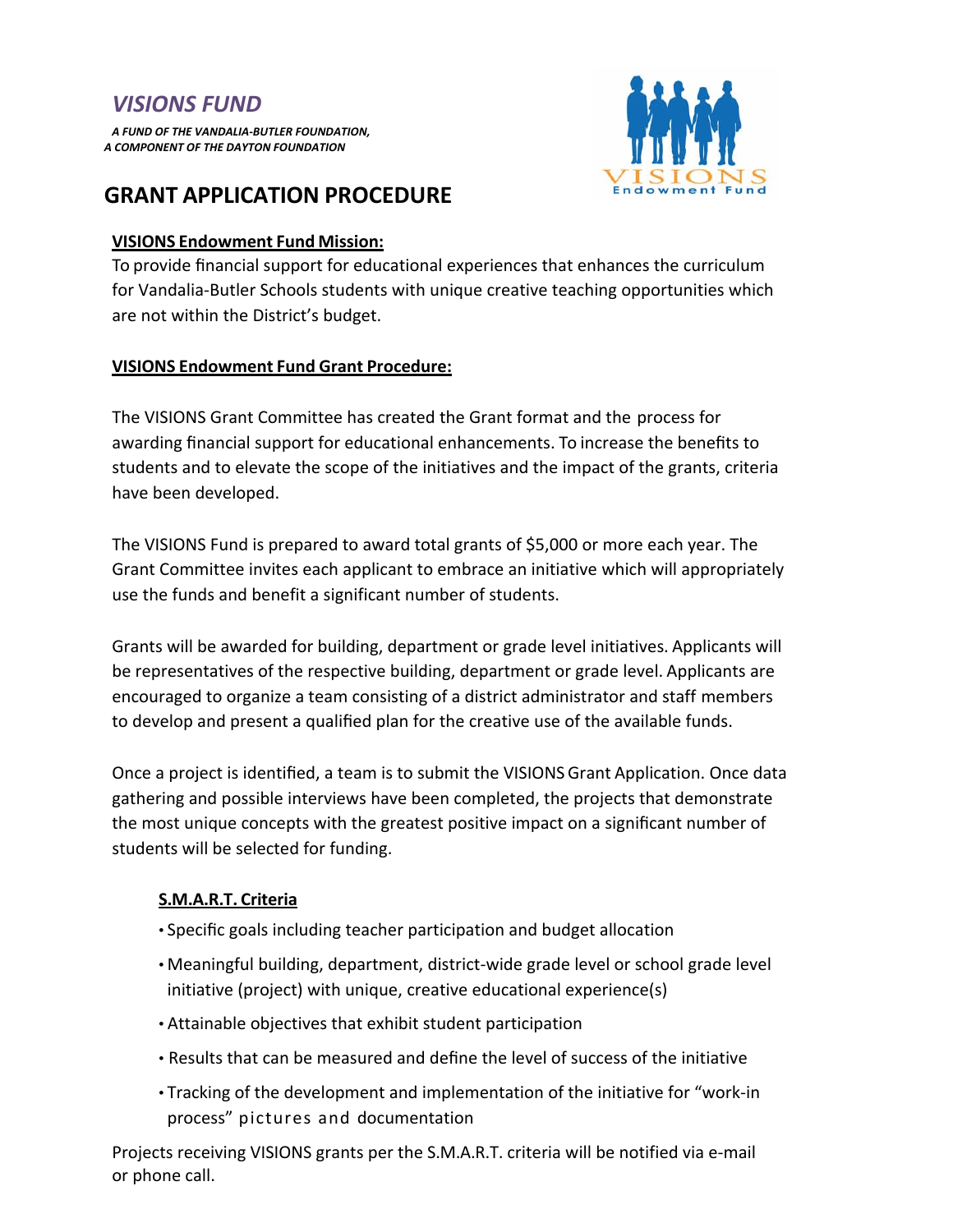# *VISIONS FUND*

***A FUND OF THE VANDALIA-BUTLER FOUNDATION, A COMPONENT OF THE DAYTON FOUNDATION***

## GRANT APPLICATION PROCEDURE

**VISIONS Endowment Fund Mission:**

To provide financial support for educational experiences that enhances the curriculum for Vandalia-Butler Schools students with unique creative teaching opportunities which are not within the District's budget.

**VISIONS Endowment Fund Grant Procedure:**

The VISIONS Grant Committee has created the Grant format and the process for awarding financial support for educational enhancements. To increase the benefits to students and to elevate the scope of the initiatives and the impact of the grants, criteria have been developed.

The VISIONS Fund is prepared to award total grants of $5,000 or more each year. The Grant Committee invites each applicant to embrace an initiative which will appropriately use the funds and benefit a significant number of students.

Grants will be awarded for building, department or grade level initiatives. Applicants will be representatives of the respective building, department or grade level. Applicants are encouraged to organize a team consisting of a district administrator and staff members to develop and present a qualified plan for the creative use of the available funds.

Once a project is identified, a team is to submit the VISIONS Grant Application. Once data gathering and possible interviews have been completed, the projects that demonstrate the most unique concepts with the greatest positive impact on a significant number of students will be selected for funding.

**S.M.A.R.T. Criteria**

- Specific goals including teacher participation and budget allocation
- Meaningful building, department, district-wide grade level or school grade level initiative (project) with unique, creative educational experience(s)
- Attainable objectives that exhibit student participation
- Results that can be measured and define the level of success of the initiative
- Tracking of the development and implementation of the initiative for "work-in process" pictures and documentation

Projects receiving VISIONS grants per the S.M.A.R.T. criteria will be notified via e-mail or phone call.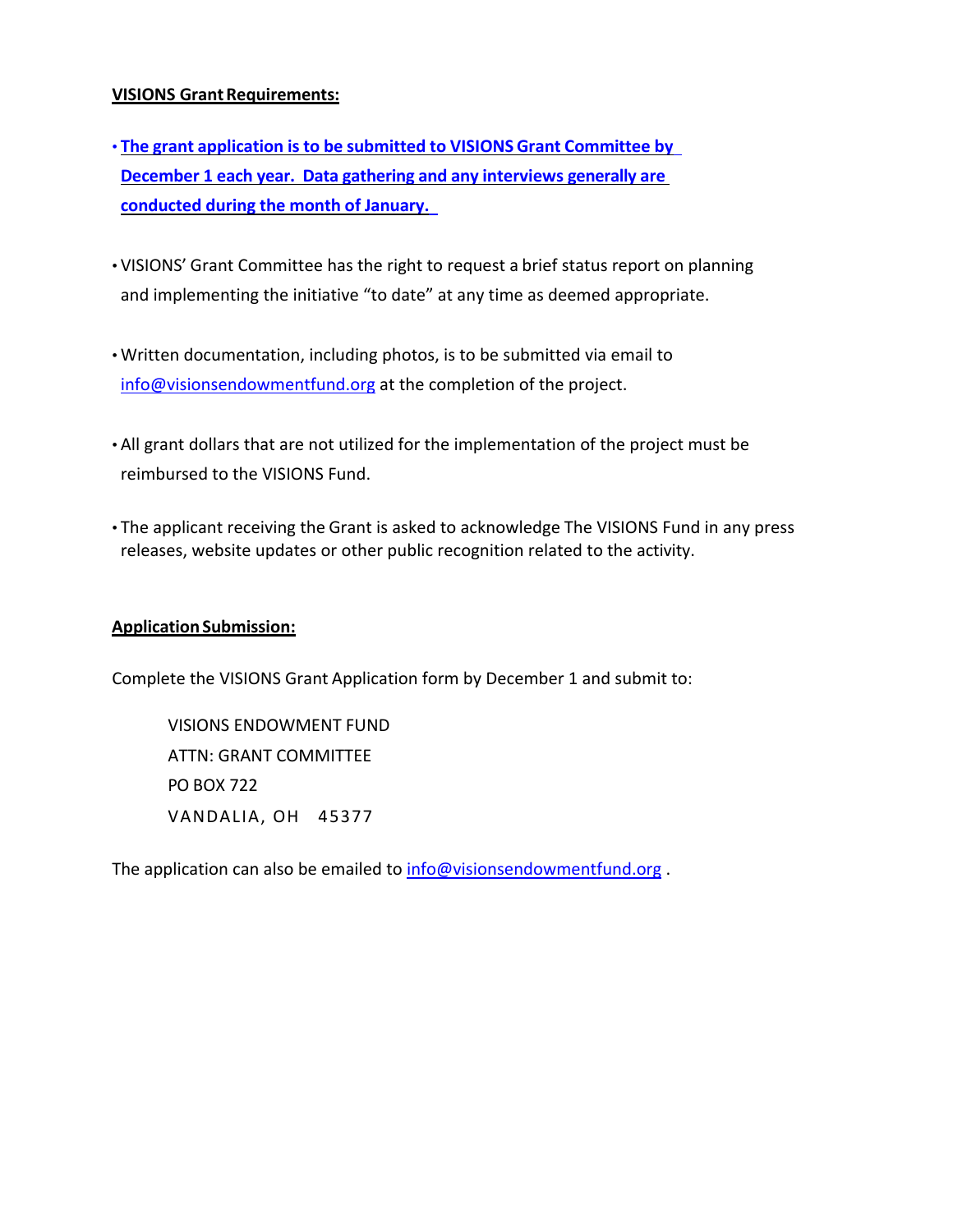**VISIONS Grant Requirements:**

- **The grant application is to be submitted to VISIONS Grant Committee by December 1 each year. Data gathering and any interviews generally are conducted during the month of January.**

- VISIONS' Grant Committee has the right to request a brief status report on planning and implementing the initiative "to date" at any time as deemed appropriate.

- Written documentation, including photos, is to be submitted via email to info@visionsendowmentfund.org at the completion of the project.

- All grant dollars that are not utilized for the implementation of the project must be reimbursed to the VISIONS Fund.

- The applicant receiving the Grant is asked to acknowledge The VISIONS Fund in any press releases, website updates or other public recognition related to the activity.

**Application Submission:**

Complete the VISIONS Grant Application form by December 1 and submit to:

VISIONS ENDOWMENT FUND
ATTN: GRANT COMMITTEE
PO BOX 722
VANDALIA, OH 45377

The application can also be emailed to info@visionsendowmentfund.org .